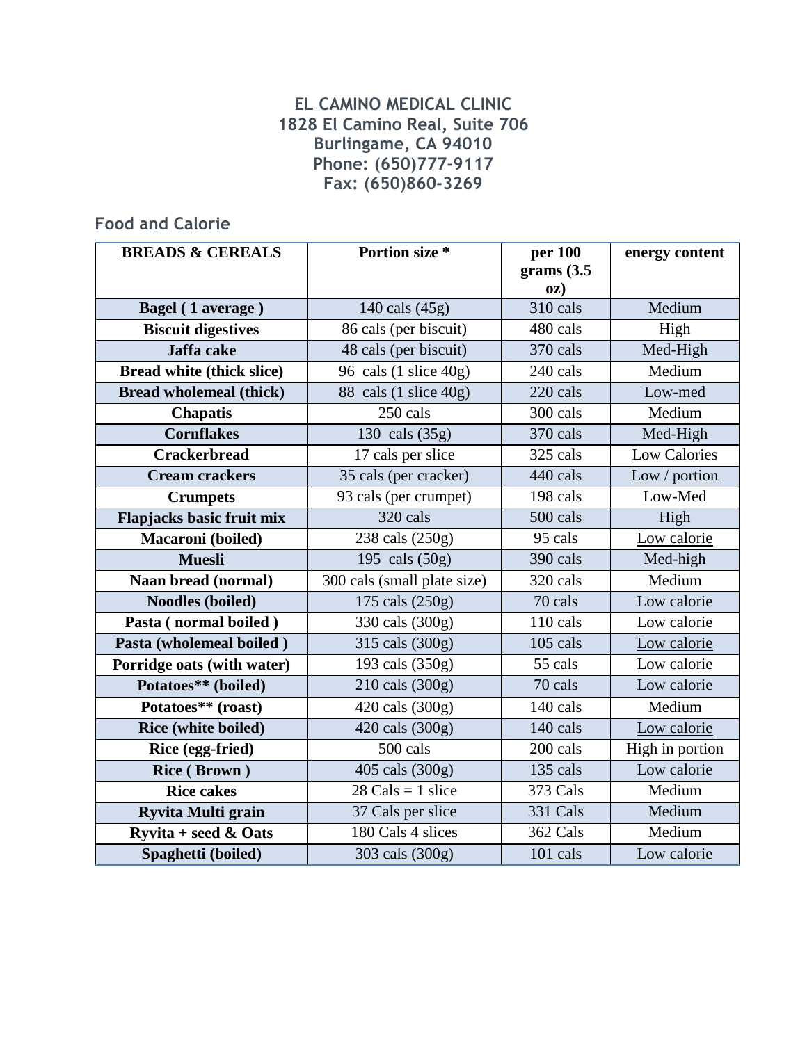**EL CAMINO MEDICAL CLINIC**
**1828 El Camino Real, Suite 706**
**Burlingame, CA 94010**
**Phone: (650)777-9117**
**Fax: (650)860-3269**

## Food and Calorie

| BREADS & CEREALS | Portion size * | per 100 grams (3.5 oz) | energy content |
|---|---|---|---|
| Bagel ( 1 average ) | 140 cals (45g) | 310 cals | Medium |
| Biscuit digestives | 86 cals (per biscuit) | 480 cals | High |
| Jaffa cake | 48 cals (per biscuit) | 370 cals | Med-High |
| Bread white (thick slice) | 96 cals (1 slice 40g) | 240 cals | Medium |
| Bread wholemeal (thick) | 88 cals (1 slice 40g) | 220 cals | Low-med |
| Chapatis | 250 cals | 300 cals | Medium |
| Cornflakes | 130 cals (35g) | 370 cals | Med-High |
| Crackerbread | 17 cals per slice | 325 cals | Low Calories |
| Cream crackers | 35 cals (per cracker) | 440 cals | Low / portion |
| Crumpets | 93 cals (per crumpet) | 198 cals | Low-Med |
| Flapjacks basic fruit mix | 320 cals | 500 cals | High |
| Macaroni (boiled) | 238 cals (250g) | 95 cals | Low calorie |
| Muesli | 195 cals (50g) | 390 cals | Med-high |
| Naan bread (normal) | 300 cals (small plate size) | 320 cals | Medium |
| Noodles (boiled) | 175 cals (250g) | 70 cals | Low calorie |
| Pasta ( normal boiled ) | 330 cals (300g) | 110 cals | Low calorie |
| Pasta (wholemeal boiled ) | 315 cals (300g) | 105 cals | Low calorie |
| Porridge oats (with water) | 193 cals (350g) | 55 cals | Low calorie |
| Potatoes** (boiled) | 210 cals (300g) | 70 cals | Low calorie |
| Potatoes** (roast) | 420 cals (300g) | 140 cals | Medium |
| Rice (white boiled) | 420 cals (300g) | 140 cals | Low calorie |
| Rice (egg-fried) | 500 cals | 200 cals | High in portion |
| Rice ( Brown ) | 405 cals (300g) | 135 cals | Low calorie |
| Rice cakes | 28 Cals = 1 slice | 373 Cals | Medium |
| Ryvita Multi grain | 37 Cals per slice | 331 Cals | Medium |
| Ryvita + seed & Oats | 180 Cals 4 slices | 362 Cals | Medium |
| Spaghetti (boiled) | 303 cals (300g) | 101 cals | Low calorie |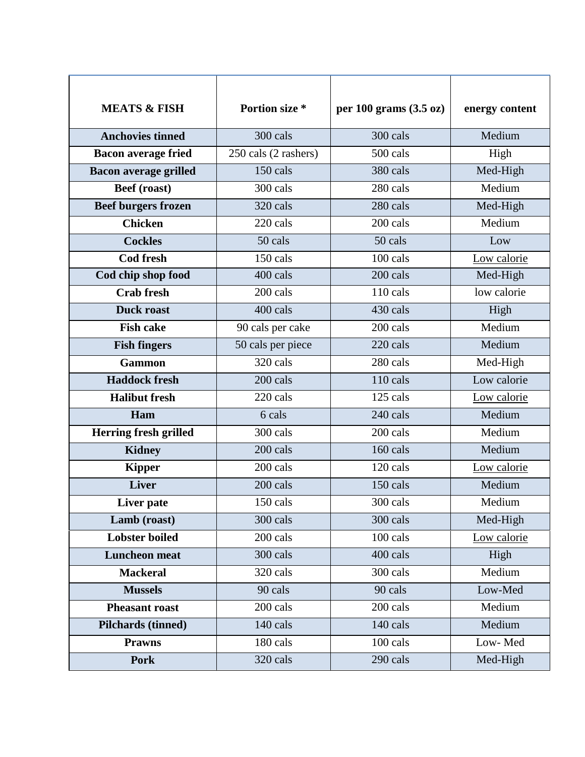| **MEATS & FISH** | **Portion size *** | **per 100 grams (3.5 oz)** | **energy content** |
|---|---|---|---|
| **Anchovies tinned** | 300 cals | 300 cals | Medium |
| **Bacon average fried** | 250 cals (2 rashers) | 500 cals | High |
| **Bacon average grilled** | 150 cals | 380 cals | Med-High |
| **Beef (roast)** | 300 cals | 280 cals | Medium |
| **Beef burgers frozen** | 320 cals | 280 cals | Med-High |
| **Chicken** | 220 cals | 200 cals | Medium |
| **Cockles** | 50 cals | 50 cals | Low |
| **Cod fresh** | 150 cals | 100 cals | Low calorie |
| **Cod chip shop food** | 400 cals | 200 cals | Med-High |
| **Crab fresh** | 200 cals | 110 cals | low calorie |
| **Duck roast** | 400 cals | 430 cals | High |
| **Fish cake** | 90 cals per cake | 200 cals | Medium |
| **Fish fingers** | 50 cals per piece | 220 cals | Medium |
| **Gammon** | 320 cals | 280 cals | Med-High |
| **Haddock fresh** | 200 cals | 110 cals | Low calorie |
| **Halibut fresh** | 220 cals | 125 cals | Low calorie |
| **Ham** | 6 cals | 240 cals | Medium |
| **Herring fresh grilled** | 300 cals | 200 cals | Medium |
| **Kidney** | 200 cals | 160 cals | Medium |
| **Kipper** | 200 cals | 120 cals | Low calorie |
| **Liver** | 200 cals | 150 cals | Medium |
| **Liver pate** | 150 cals | 300 cals | Medium |
| **Lamb (roast)** | 300 cals | 300 cals | Med-High |
| **Lobster boiled** | 200 cals | 100 cals | Low calorie |
| **Luncheon meat** | 300 cals | 400 cals | High |
| **Mackeral** | 320 cals | 300 cals | Medium |
| **Mussels** | 90 cals | 90 cals | Low-Med |
| **Pheasant roast** | 200 cals | 200 cals | Medium |
| **Pilchards (tinned)** | 140 cals | 140 cals | Medium |
| **Prawns** | 180 cals | 100 cals | Low- Med |
| **Pork** | 320 cals | 290 cals | Med-High |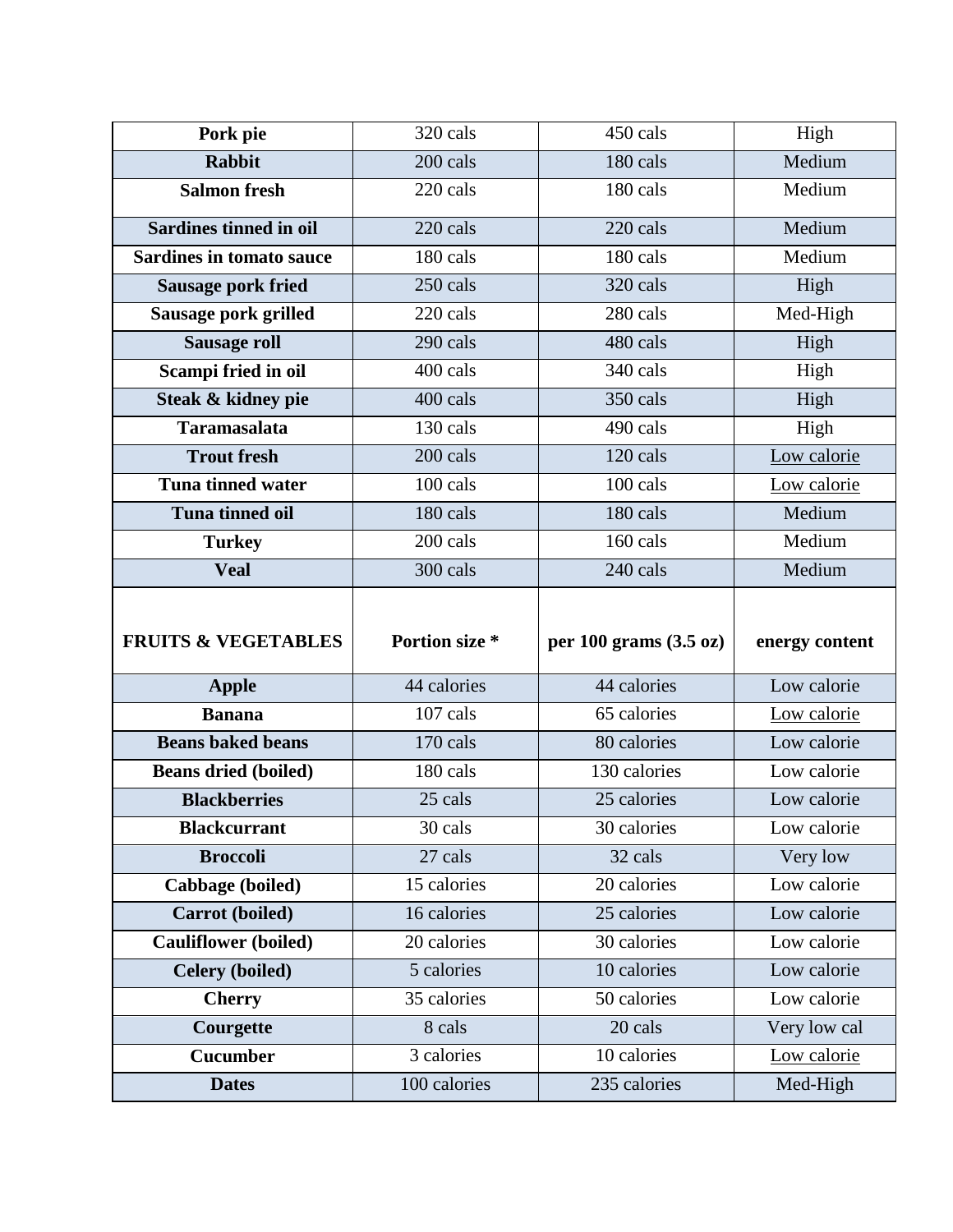| Pork pie | 320 cals | 450 cals | High |
|---|---|---|---|
| Rabbit | 200 cals | 180 cals | Medium |
| Salmon fresh | 220 cals | 180 cals | Medium |
| Sardines tinned in oil | 220 cals | 220 cals | Medium |
| Sardines in tomato sauce | 180 cals | 180 cals | Medium |
| Sausage pork fried | 250 cals | 320 cals | High |
| Sausage pork grilled | 220 cals | 280 cals | Med-High |
| Sausage roll | 290 cals | 480 cals | High |
| Scampi fried in oil | 400 cals | 340 cals | High |
| Steak & kidney pie | 400 cals | 350 cals | High |
| Taramasalata | 130 cals | 490 cals | High |
| Trout fresh | 200 cals | 120 cals | Low calorie |
| Tuna tinned water | 100 cals | 100 cals | Low calorie |
| Tuna tinned oil | 180 cals | 180 cals | Medium |
| Turkey | 200 cals | 160 cals | Medium |
| Veal | 300 cals | 240 cals | Medium |
| **FRUITS & VEGETABLES** | **Portion size *** | **per 100 grams (3.5 oz)** | **energy content** |
| Apple | 44 calories | 44 calories | Low calorie |
| Banana | 107 cals | 65 calories | Low calorie |
| Beans baked beans | 170 cals | 80 calories | Low calorie |
| Beans dried (boiled) | 180 cals | 130 calories | Low calorie |
| Blackberries | 25 cals | 25 calories | Low calorie |
| Blackcurrant | 30 cals | 30 calories | Low calorie |
| Broccoli | 27 cals | 32 cals | Very low |
| Cabbage (boiled) | 15 calories | 20 calories | Low calorie |
| Carrot (boiled) | 16 calories | 25 calories | Low calorie |
| Cauliflower (boiled) | 20 calories | 30 calories | Low calorie |
| Celery (boiled) | 5 calories | 10 calories | Low calorie |
| Cherry | 35 calories | 50 calories | Low calorie |
| Courgette | 8 cals | 20 cals | Very low cal |
| Cucumber | 3 calories | 10 calories | Low calorie |
| Dates | 100 calories | 235 calories | Med-High |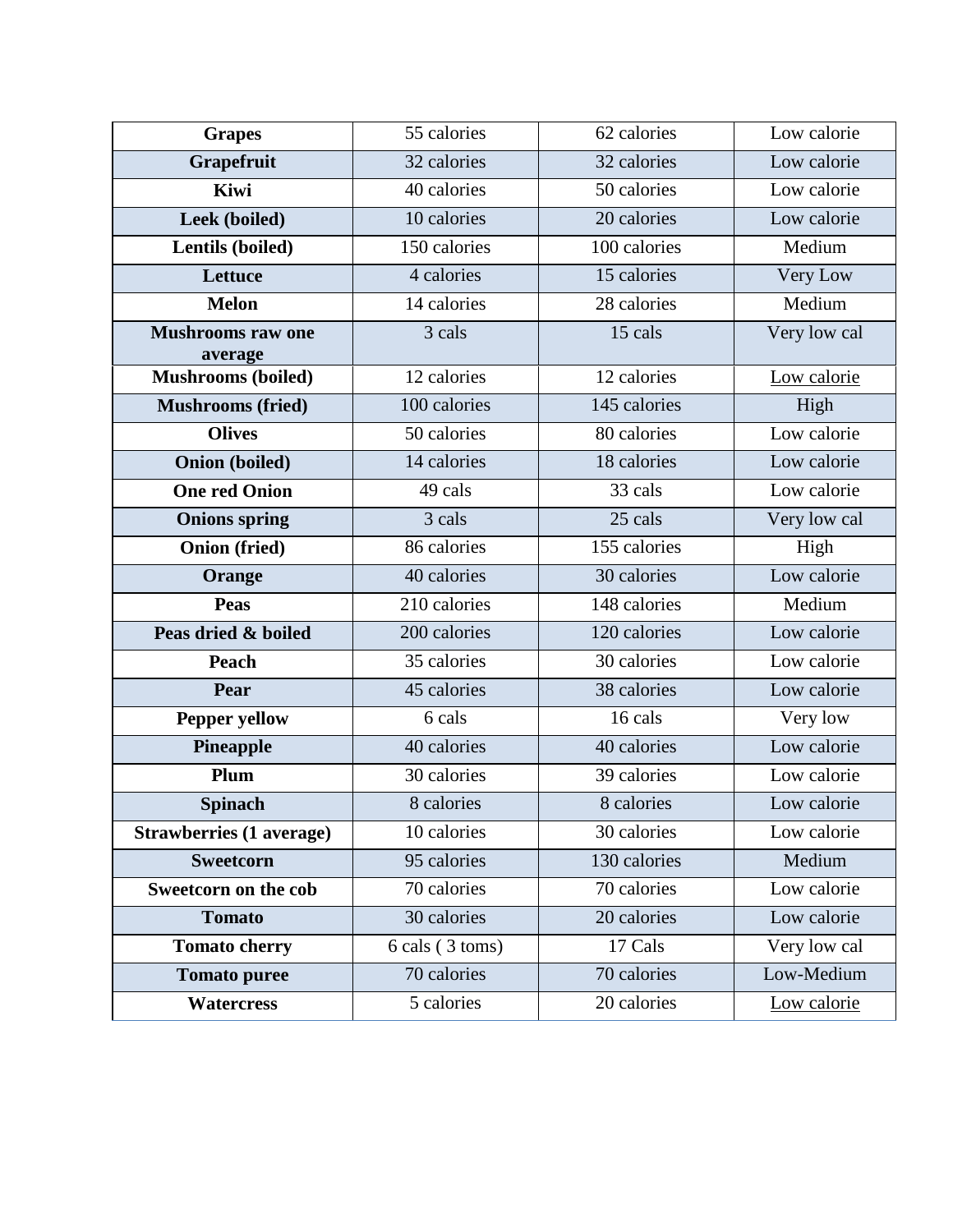| Grapes | 55 calories | 62 calories | Low calorie |
|---|---|---|---|
| Grapefruit | 32 calories | 32 calories | Low calorie |
| Kiwi | 40 calories | 50 calories | Low calorie |
| Leek (boiled) | 10 calories | 20 calories | Low calorie |
| Lentils (boiled) | 150 calories | 100 calories | Medium |
| Lettuce | 4 calories | 15 calories | Very Low |
| Melon | 14 calories | 28 calories | Medium |
| Mushrooms raw one average | 3 cals | 15 cals | Very low cal |
| Mushrooms (boiled) | 12 calories | 12 calories | Low calorie |
| Mushrooms (fried) | 100 calories | 145 calories | High |
| Olives | 50 calories | 80 calories | Low calorie |
| Onion (boiled) | 14 calories | 18 calories | Low calorie |
| One red Onion | 49 cals | 33 cals | Low calorie |
| Onions spring | 3 cals | 25 cals | Very low cal |
| Onion (fried) | 86 calories | 155 calories | High |
| Orange | 40 calories | 30 calories | Low calorie |
| Peas | 210 calories | 148 calories | Medium |
| Peas dried & boiled | 200 calories | 120 calories | Low calorie |
| Peach | 35 calories | 30 calories | Low calorie |
| Pear | 45 calories | 38 calories | Low calorie |
| Pepper yellow | 6 cals | 16 cals | Very low |
| Pineapple | 40 calories | 40 calories | Low calorie |
| Plum | 30 calories | 39 calories | Low calorie |
| Spinach | 8 calories | 8 calories | Low calorie |
| Strawberries (1 average) | 10 calories | 30 calories | Low calorie |
| Sweetcorn | 95 calories | 130 calories | Medium |
| Sweetcorn on the cob | 70 calories | 70 calories | Low calorie |
| Tomato | 30 calories | 20 calories | Low calorie |
| Tomato cherry | 6 cals ( 3 toms) | 17 Cals | Very low cal |
| Tomato puree | 70 calories | 70 calories | Low-Medium |
| Watercress | 5 calories | 20 calories | Low calorie |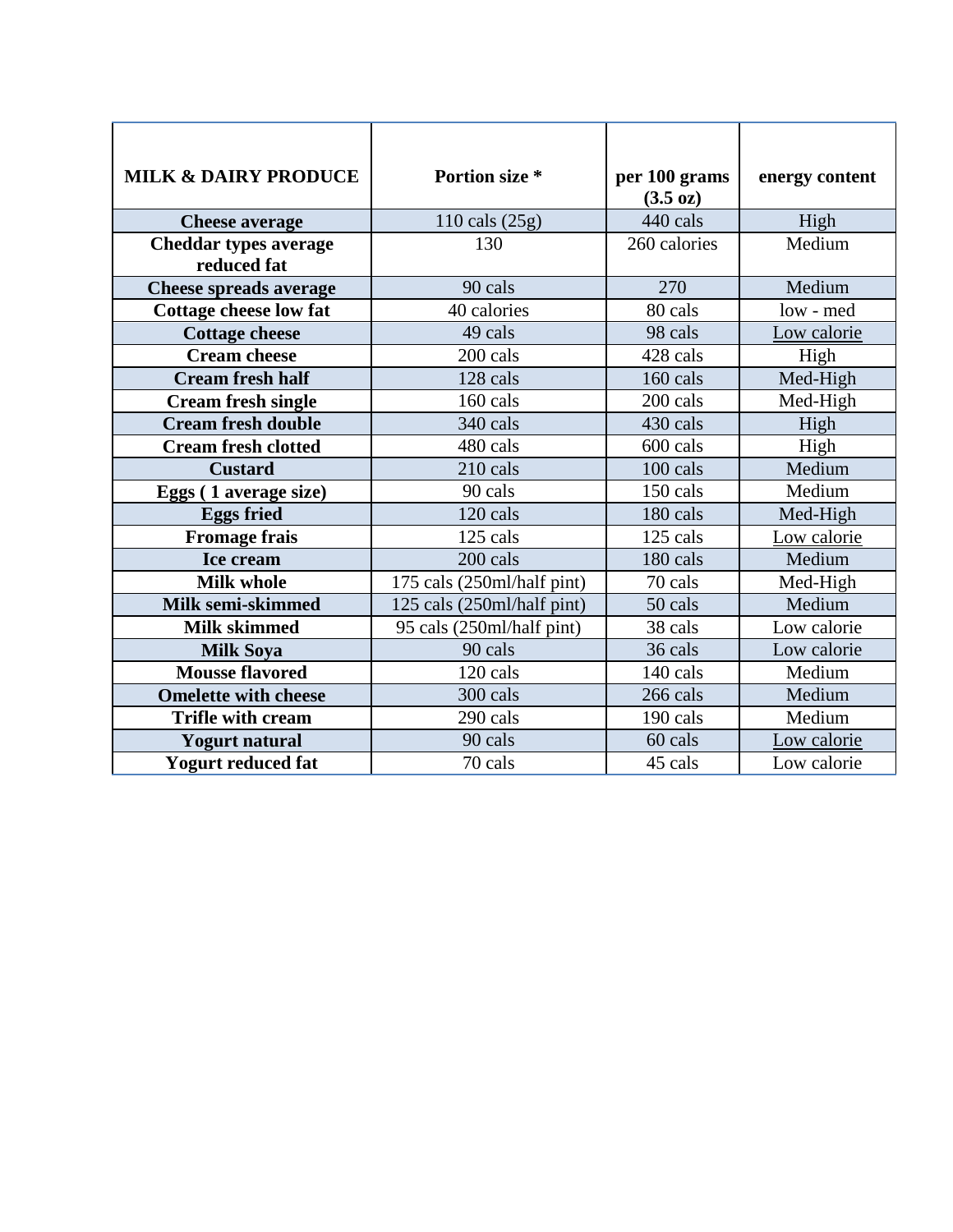| MILK & DAIRY PRODUCE | Portion size * | per 100 grams (3.5 oz) | energy content |
|---|---|---|---|
| **Cheese average** | 110 cals (25g) | 440 cals | High |
| **Cheddar types average reduced fat** | 130 | 260 calories | Medium |
| **Cheese spreads average** | 90 cals | 270 | Medium |
| **Cottage cheese low fat** | 40 calories | 80 cals | low - med |
| **Cottage cheese** | 49 cals | 98 cals | Low calorie |
| **Cream cheese** | 200 cals | 428 cals | High |
| **Cream fresh half** | 128 cals | 160 cals | Med-High |
| **Cream fresh single** | 160 cals | 200 cals | Med-High |
| **Cream fresh double** | 340 cals | 430 cals | High |
| **Cream fresh clotted** | 480 cals | 600 cals | High |
| **Custard** | 210 cals | 100 cals | Medium |
| **Eggs ( 1 average size)** | 90 cals | 150 cals | Medium |
| **Eggs fried** | 120 cals | 180 cals | Med-High |
| **Fromage frais** | 125 cals | 125 cals | Low calorie |
| **Ice cream** | 200 cals | 180 cals | Medium |
| **Milk whole** | 175 cals (250ml/half pint) | 70 cals | Med-High |
| **Milk semi-skimmed** | 125 cals (250ml/half pint) | 50 cals | Medium |
| **Milk skimmed** | 95 cals (250ml/half pint) | 38 cals | Low calorie |
| **Milk Soya** | 90 cals | 36 cals | Low calorie |
| **Mousse flavored** | 120 cals | 140 cals | Medium |
| **Omelette with cheese** | 300 cals | 266 cals | Medium |
| **Trifle with cream** | 290 cals | 190 cals | Medium |
| **Yogurt natural** | 90 cals | 60 cals | Low calorie |
| **Yogurt reduced fat** | 70 cals | 45 cals | Low calorie |